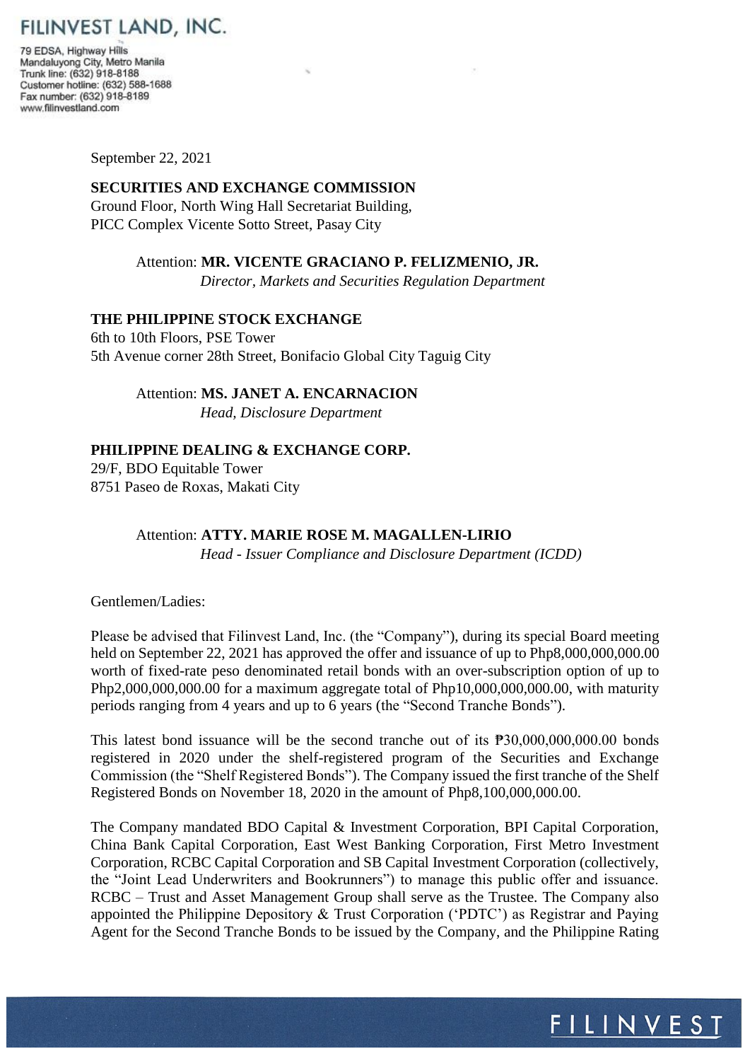# FILINVEST LAND, INC.

79 EDSA, Highway Hills
Mandaluyong City, Metro Manila
Trunk line: (632) 918-8188
Customer hotline: (632) 588-1688
Fax number: (632) 918-8189
www.filinvestland.com

September 22, 2021

**SECURITIES AND EXCHANGE COMMISSION**
Ground Floor, North Wing Hall Secretariat Building,
PICC Complex Vicente Sotto Street, Pasay City

Attention: **MR. VICENTE GRACIANO P. FELIZMENIO, JR.**
*Director, Markets and Securities Regulation Department*

**THE PHILIPPINE STOCK EXCHANGE**
6th to 10th Floors, PSE Tower
5th Avenue corner 28th Street, Bonifacio Global City Taguig City

Attention: **MS. JANET A. ENCARNACION**
*Head, Disclosure Department*

**PHILIPPINE DEALING & EXCHANGE CORP.**
29/F, BDO Equitable Tower
8751 Paseo de Roxas, Makati City

Attention: **ATTY. MARIE ROSE M. MAGALLEN-LIRIO**
*Head - Issuer Compliance and Disclosure Department (ICDD)*

Gentlemen/Ladies:

Please be advised that Filinvest Land, Inc. (the "Company"), during its special Board meeting held on September 22, 2021 has approved the offer and issuance of up to Php8,000,000,000.00 worth of fixed-rate peso denominated retail bonds with an over-subscription option of up to Php2,000,000,000.00 for a maximum aggregate total of Php10,000,000,000.00, with maturity periods ranging from 4 years and up to 6 years (the "Second Tranche Bonds").

This latest bond issuance will be the second tranche out of its ₱30,000,000,000.00 bonds registered in 2020 under the shelf-registered program of the Securities and Exchange Commission (the "Shelf Registered Bonds"). The Company issued the first tranche of the Shelf Registered Bonds on November 18, 2020 in the amount of Php8,100,000,000.00.

The Company mandated BDO Capital & Investment Corporation, BPI Capital Corporation, China Bank Capital Corporation, East West Banking Corporation, First Metro Investment Corporation, RCBC Capital Corporation and SB Capital Investment Corporation (collectively, the "Joint Lead Underwriters and Bookrunners") to manage this public offer and issuance. RCBC – Trust and Asset Management Group shall serve as the Trustee. The Company also appointed the Philippine Depository & Trust Corporation ('PDTC') as Registrar and Paying Agent for the Second Tranche Bonds to be issued by the Company, and the Philippine Rating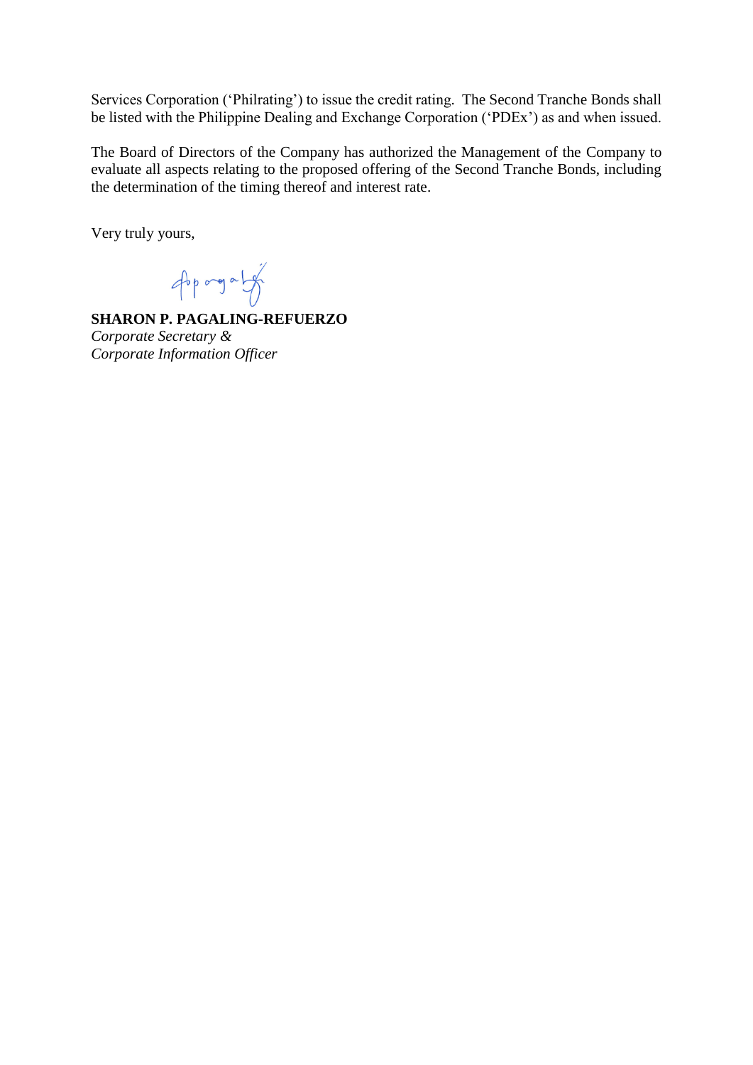Services Corporation ('Philrating') to issue the credit rating. The Second Tranche Bonds shall be listed with the Philippine Dealing and Exchange Corporation ('PDEx') as and when issued.

The Board of Directors of the Company has authorized the Management of the Company to evaluate all aspects relating to the proposed offering of the Second Tranche Bonds, including the determination of the timing thereof and interest rate.

Very truly yours,

**SHARON P. PAGALING-REFUERZO**
*Corporate Secretary &*
*Corporate Information Officer*